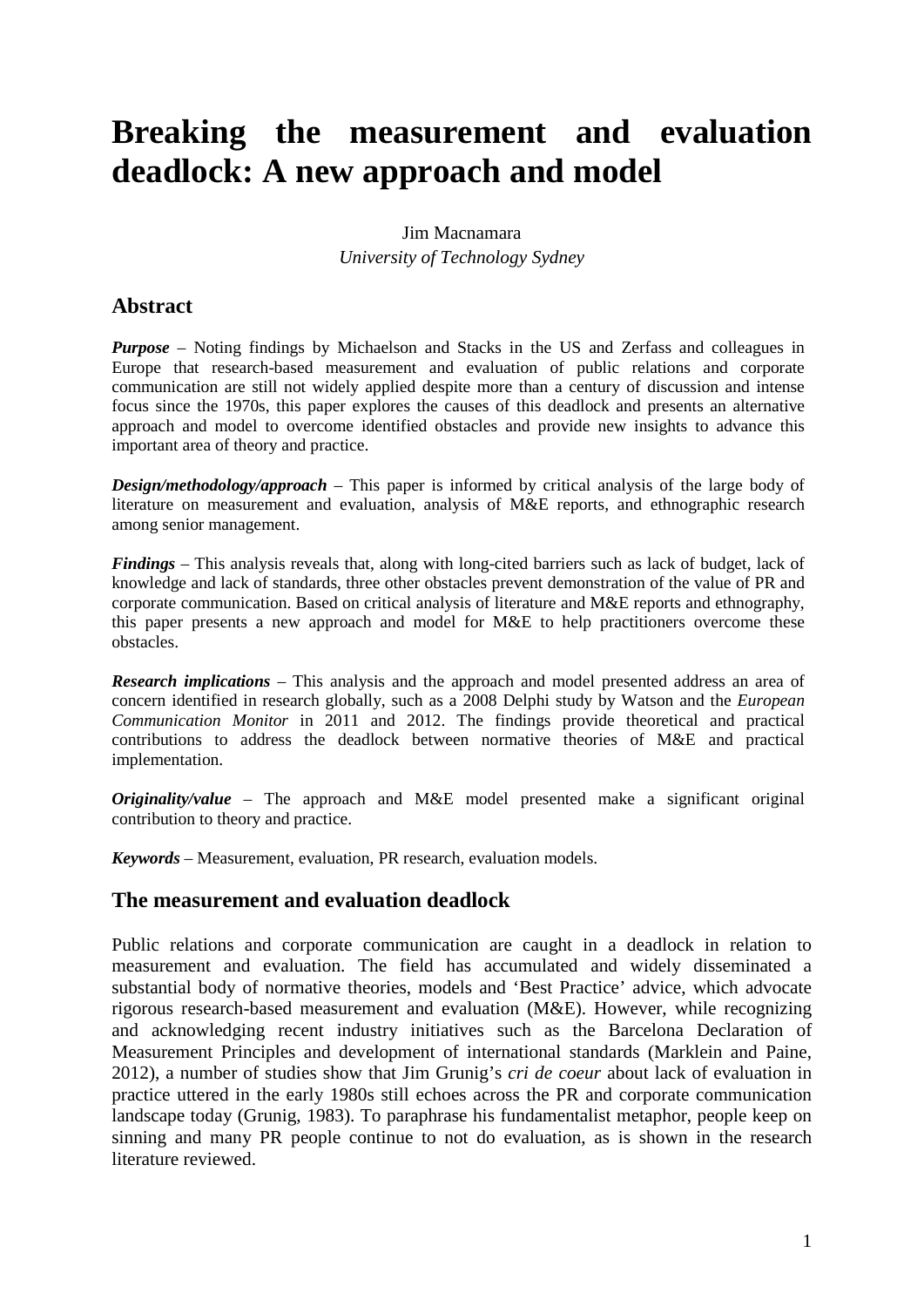# Breaking the measurement and evaluation deadlock: A new approach and model

Jim Macnamara
*University of Technology Sydney*

## Abstract

***Purpose*** – Noting findings by Michaelson and Stacks in the US and Zerfass and colleagues in Europe that research-based measurement and evaluation of public relations and corporate communication are still not widely applied despite more than a century of discussion and intense focus since the 1970s, this paper explores the causes of this deadlock and presents an alternative approach and model to overcome identified obstacles and provide new insights to advance this important area of theory and practice.

***Design/methodology/approach*** – This paper is informed by critical analysis of the large body of literature on measurement and evaluation, analysis of M&E reports, and ethnographic research among senior management.

***Findings*** – This analysis reveals that, along with long-cited barriers such as lack of budget, lack of knowledge and lack of standards, three other obstacles prevent demonstration of the value of PR and corporate communication. Based on critical analysis of literature and M&E reports and ethnography, this paper presents a new approach and model for M&E to help practitioners overcome these obstacles.

***Research implications*** – This analysis and the approach and model presented address an area of concern identified in research globally, such as a 2008 Delphi study by Watson and the *European Communication Monitor* in 2011 and 2012. The findings provide theoretical and practical contributions to address the deadlock between normative theories of M&E and practical implementation.

***Originality/value*** – The approach and M&E model presented make a significant original contribution to theory and practice.

***Keywords*** – Measurement, evaluation, PR research, evaluation models.

## The measurement and evaluation deadlock

Public relations and corporate communication are caught in a deadlock in relation to measurement and evaluation. The field has accumulated and widely disseminated a substantial body of normative theories, models and 'Best Practice' advice, which advocate rigorous research-based measurement and evaluation (M&E). However, while recognizing and acknowledging recent industry initiatives such as the Barcelona Declaration of Measurement Principles and development of international standards (Marklein and Paine, 2012), a number of studies show that Jim Grunig's *cri de coeur* about lack of evaluation in practice uttered in the early 1980s still echoes across the PR and corporate communication landscape today (Grunig, 1983). To paraphrase his fundamentalist metaphor, people keep on sinning and many PR people continue to not do evaluation, as is shown in the research literature reviewed.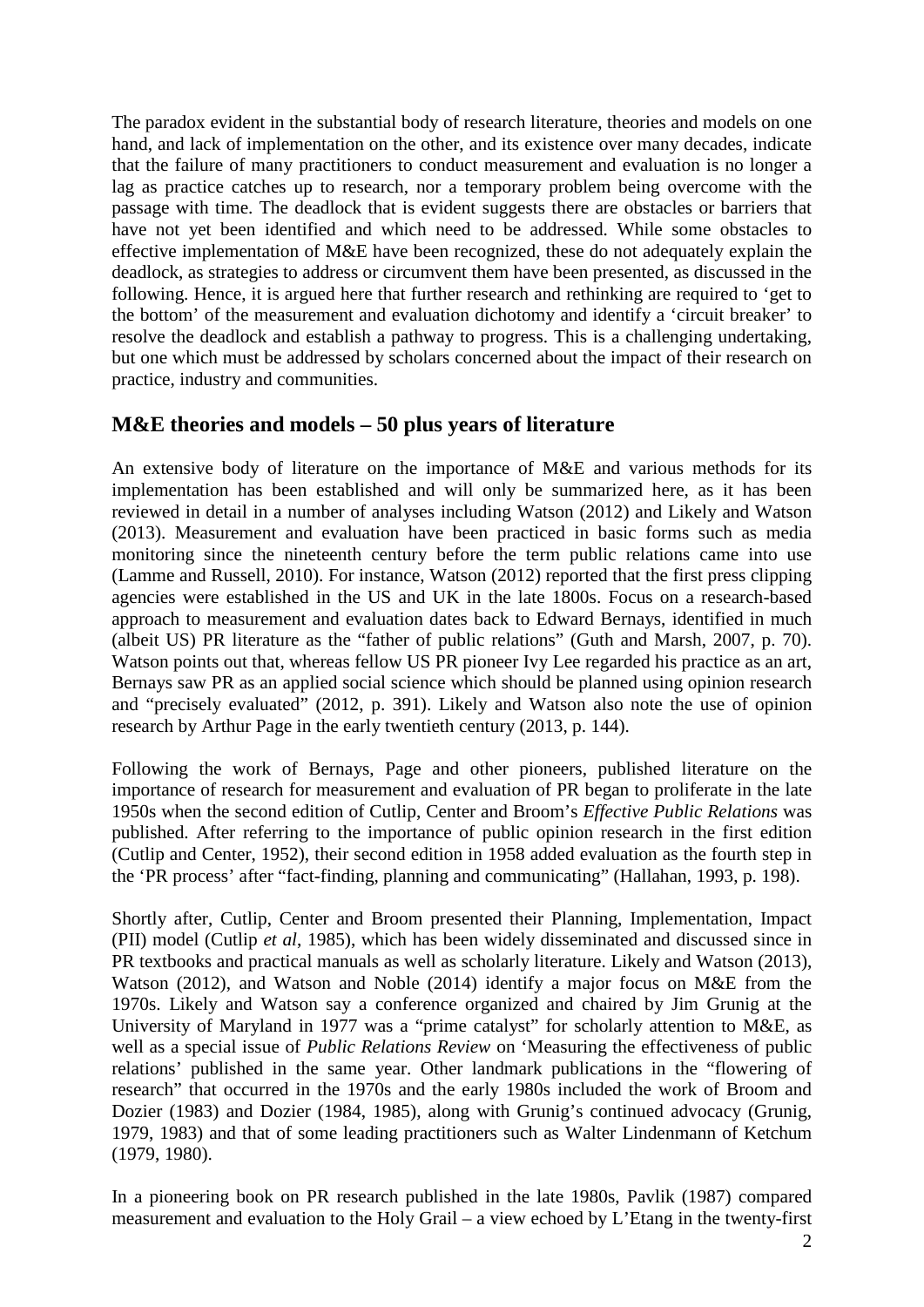The paradox evident in the substantial body of research literature, theories and models on one hand, and lack of implementation on the other, and its existence over many decades, indicate that the failure of many practitioners to conduct measurement and evaluation is no longer a lag as practice catches up to research, nor a temporary problem being overcome with the passage with time. The deadlock that is evident suggests there are obstacles or barriers that have not yet been identified and which need to be addressed. While some obstacles to effective implementation of M&E have been recognized, these do not adequately explain the deadlock, as strategies to address or circumvent them have been presented, as discussed in the following. Hence, it is argued here that further research and rethinking are required to 'get to the bottom' of the measurement and evaluation dichotomy and identify a 'circuit breaker' to resolve the deadlock and establish a pathway to progress. This is a challenging undertaking, but one which must be addressed by scholars concerned about the impact of their research on practice, industry and communities.

## M&E theories and models – 50 plus years of literature

An extensive body of literature on the importance of M&E and various methods for its implementation has been established and will only be summarized here, as it has been reviewed in detail in a number of analyses including Watson (2012) and Likely and Watson (2013). Measurement and evaluation have been practiced in basic forms such as media monitoring since the nineteenth century before the term public relations came into use (Lamme and Russell, 2010). For instance, Watson (2012) reported that the first press clipping agencies were established in the US and UK in the late 1800s. Focus on a research-based approach to measurement and evaluation dates back to Edward Bernays, identified in much (albeit US) PR literature as the "father of public relations" (Guth and Marsh, 2007, p. 70). Watson points out that, whereas fellow US PR pioneer Ivy Lee regarded his practice as an art, Bernays saw PR as an applied social science which should be planned using opinion research and "precisely evaluated" (2012, p. 391). Likely and Watson also note the use of opinion research by Arthur Page in the early twentieth century (2013, p. 144).

Following the work of Bernays, Page and other pioneers, published literature on the importance of research for measurement and evaluation of PR began to proliferate in the late 1950s when the second edition of Cutlip, Center and Broom's *Effective Public Relations* was published. After referring to the importance of public opinion research in the first edition (Cutlip and Center, 1952), their second edition in 1958 added evaluation as the fourth step in the 'PR process' after "fact-finding, planning and communicating" (Hallahan, 1993, p. 198).

Shortly after, Cutlip, Center and Broom presented their Planning, Implementation, Impact (PII) model (Cutlip *et al*, 1985), which has been widely disseminated and discussed since in PR textbooks and practical manuals as well as scholarly literature. Likely and Watson (2013), Watson (2012), and Watson and Noble (2014) identify a major focus on M&E from the 1970s. Likely and Watson say a conference organized and chaired by Jim Grunig at the University of Maryland in 1977 was a "prime catalyst" for scholarly attention to M&E, as well as a special issue of *Public Relations Review* on 'Measuring the effectiveness of public relations' published in the same year. Other landmark publications in the "flowering of research" that occurred in the 1970s and the early 1980s included the work of Broom and Dozier (1983) and Dozier (1984, 1985), along with Grunig's continued advocacy (Grunig, 1979, 1983) and that of some leading practitioners such as Walter Lindenmann of Ketchum (1979, 1980).

In a pioneering book on PR research published in the late 1980s, Pavlik (1987) compared measurement and evaluation to the Holy Grail – a view echoed by L'Etang in the twenty-first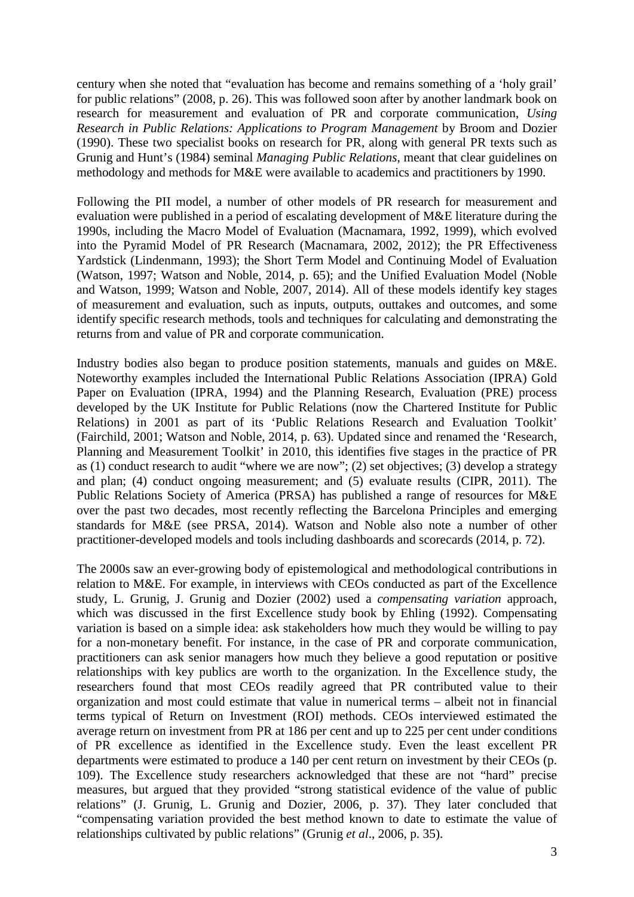century when she noted that "evaluation has become and remains something of a 'holy grail' for public relations" (2008, p. 26). This was followed soon after by another landmark book on research for measurement and evaluation of PR and corporate communication, *Using Research in Public Relations: Applications to Program Management* by Broom and Dozier (1990). These two specialist books on research for PR, along with general PR texts such as Grunig and Hunt's (1984) seminal *Managing Public Relations*, meant that clear guidelines on methodology and methods for M&E were available to academics and practitioners by 1990.

Following the PII model, a number of other models of PR research for measurement and evaluation were published in a period of escalating development of M&E literature during the 1990s, including the Macro Model of Evaluation (Macnamara, 1992, 1999), which evolved into the Pyramid Model of PR Research (Macnamara, 2002, 2012); the PR Effectiveness Yardstick (Lindenmann, 1993); the Short Term Model and Continuing Model of Evaluation (Watson, 1997; Watson and Noble, 2014, p. 65); and the Unified Evaluation Model (Noble and Watson, 1999; Watson and Noble, 2007, 2014). All of these models identify key stages of measurement and evaluation, such as inputs, outputs, outtakes and outcomes, and some identify specific research methods, tools and techniques for calculating and demonstrating the returns from and value of PR and corporate communication.

Industry bodies also began to produce position statements, manuals and guides on M&E. Noteworthy examples included the International Public Relations Association (IPRA) Gold Paper on Evaluation (IPRA, 1994) and the Planning Research, Evaluation (PRE) process developed by the UK Institute for Public Relations (now the Chartered Institute for Public Relations) in 2001 as part of its 'Public Relations Research and Evaluation Toolkit' (Fairchild, 2001; Watson and Noble, 2014, p. 63). Updated since and renamed the 'Research, Planning and Measurement Toolkit' in 2010, this identifies five stages in the practice of PR as (1) conduct research to audit "where we are now"; (2) set objectives; (3) develop a strategy and plan; (4) conduct ongoing measurement; and (5) evaluate results (CIPR, 2011). The Public Relations Society of America (PRSA) has published a range of resources for M&E over the past two decades, most recently reflecting the Barcelona Principles and emerging standards for M&E (see PRSA, 2014). Watson and Noble also note a number of other practitioner-developed models and tools including dashboards and scorecards (2014, p. 72).

The 2000s saw an ever-growing body of epistemological and methodological contributions in relation to M&E. For example, in interviews with CEOs conducted as part of the Excellence study, L. Grunig, J. Grunig and Dozier (2002) used a *compensating variation* approach, which was discussed in the first Excellence study book by Ehling (1992). Compensating variation is based on a simple idea: ask stakeholders how much they would be willing to pay for a non-monetary benefit. For instance, in the case of PR and corporate communication, practitioners can ask senior managers how much they believe a good reputation or positive relationships with key publics are worth to the organization. In the Excellence study, the researchers found that most CEOs readily agreed that PR contributed value to their organization and most could estimate that value in numerical terms – albeit not in financial terms typical of Return on Investment (ROI) methods. CEOs interviewed estimated the average return on investment from PR at 186 per cent and up to 225 per cent under conditions of PR excellence as identified in the Excellence study. Even the least excellent PR departments were estimated to produce a 140 per cent return on investment by their CEOs (p. 109). The Excellence study researchers acknowledged that these are not "hard" precise measures, but argued that they provided "strong statistical evidence of the value of public relations" (J. Grunig, L. Grunig and Dozier, 2006, p. 37). They later concluded that "compensating variation provided the best method known to date to estimate the value of relationships cultivated by public relations" (Grunig *et al*., 2006, p. 35).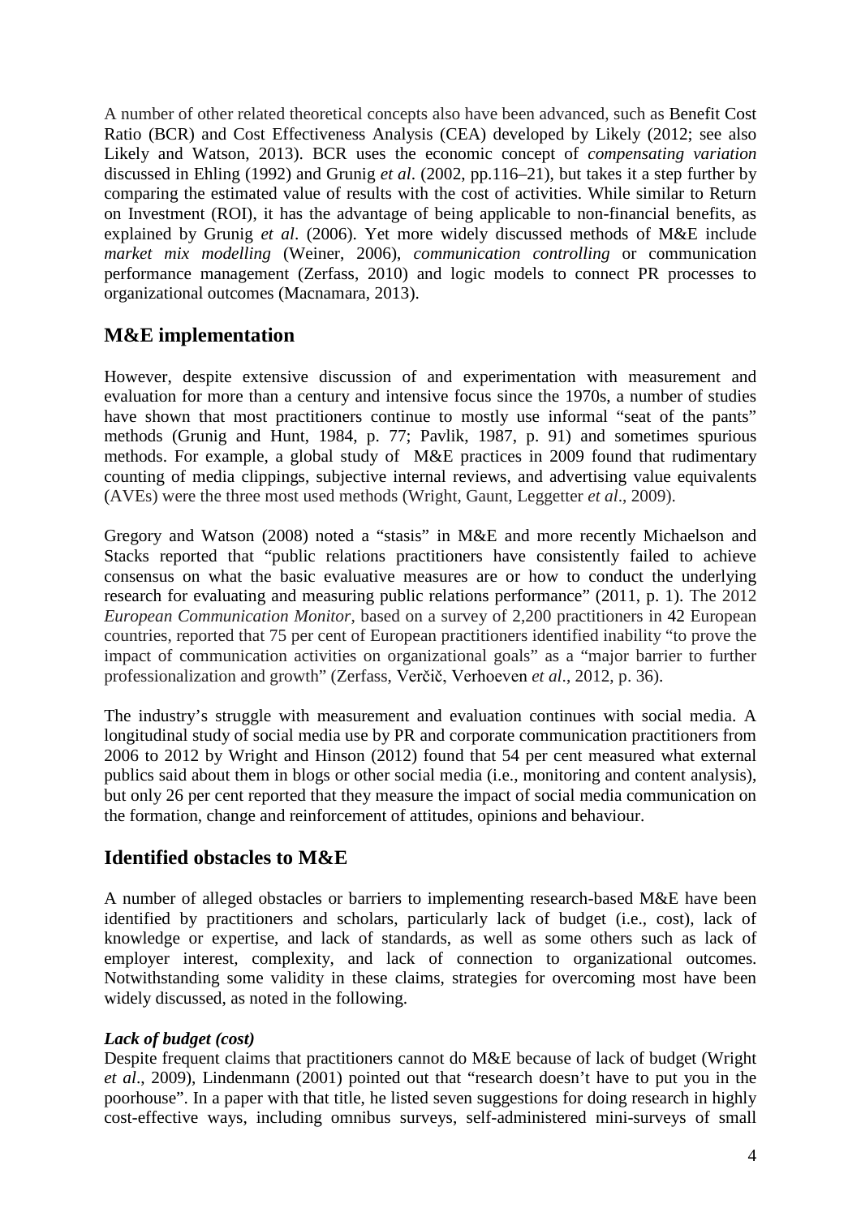A number of other related theoretical concepts also have been advanced, such as Benefit Cost Ratio (BCR) and Cost Effectiveness Analysis (CEA) developed by Likely (2012; see also Likely and Watson, 2013). BCR uses the economic concept of *compensating variation* discussed in Ehling (1992) and Grunig *et al*. (2002, pp.116–21), but takes it a step further by comparing the estimated value of results with the cost of activities. While similar to Return on Investment (ROI), it has the advantage of being applicable to non-financial benefits, as explained by Grunig *et al*. (2006). Yet more widely discussed methods of M&E include *market mix modelling* (Weiner, 2006), *communication controlling* or communication performance management (Zerfass, 2010) and logic models to connect PR processes to organizational outcomes (Macnamara, 2013).

## M&E implementation

However, despite extensive discussion of and experimentation with measurement and evaluation for more than a century and intensive focus since the 1970s, a number of studies have shown that most practitioners continue to mostly use informal "seat of the pants" methods (Grunig and Hunt, 1984, p. 77; Pavlik, 1987, p. 91) and sometimes spurious methods. For example, a global study of M&E practices in 2009 found that rudimentary counting of media clippings, subjective internal reviews, and advertising value equivalents (AVEs) were the three most used methods (Wright, Gaunt, Leggetter *et al*., 2009).

Gregory and Watson (2008) noted a "stasis" in M&E and more recently Michaelson and Stacks reported that "public relations practitioners have consistently failed to achieve consensus on what the basic evaluative measures are or how to conduct the underlying research for evaluating and measuring public relations performance" (2011, p. 1). The 2012 *European Communication Monitor*, based on a survey of 2,200 practitioners in 42 European countries, reported that 75 per cent of European practitioners identified inability "to prove the impact of communication activities on organizational goals" as a "major barrier to further professionalization and growth" (Zerfass, Verčič, Verhoeven *et al*., 2012, p. 36).

The industry's struggle with measurement and evaluation continues with social media. A longitudinal study of social media use by PR and corporate communication practitioners from 2006 to 2012 by Wright and Hinson (2012) found that 54 per cent measured what external publics said about them in blogs or other social media (i.e., monitoring and content analysis), but only 26 per cent reported that they measure the impact of social media communication on the formation, change and reinforcement of attitudes, opinions and behaviour.

## Identified obstacles to M&E

A number of alleged obstacles or barriers to implementing research-based M&E have been identified by practitioners and scholars, particularly lack of budget (i.e., cost), lack of knowledge or expertise, and lack of standards, as well as some others such as lack of employer interest, complexity, and lack of connection to organizational outcomes. Notwithstanding some validity in these claims, strategies for overcoming most have been widely discussed, as noted in the following.

### *Lack of budget (cost)*

Despite frequent claims that practitioners cannot do M&E because of lack of budget (Wright *et al*., 2009), Lindenmann (2001) pointed out that "research doesn't have to put you in the poorhouse". In a paper with that title, he listed seven suggestions for doing research in highly cost-effective ways, including omnibus surveys, self-administered mini-surveys of small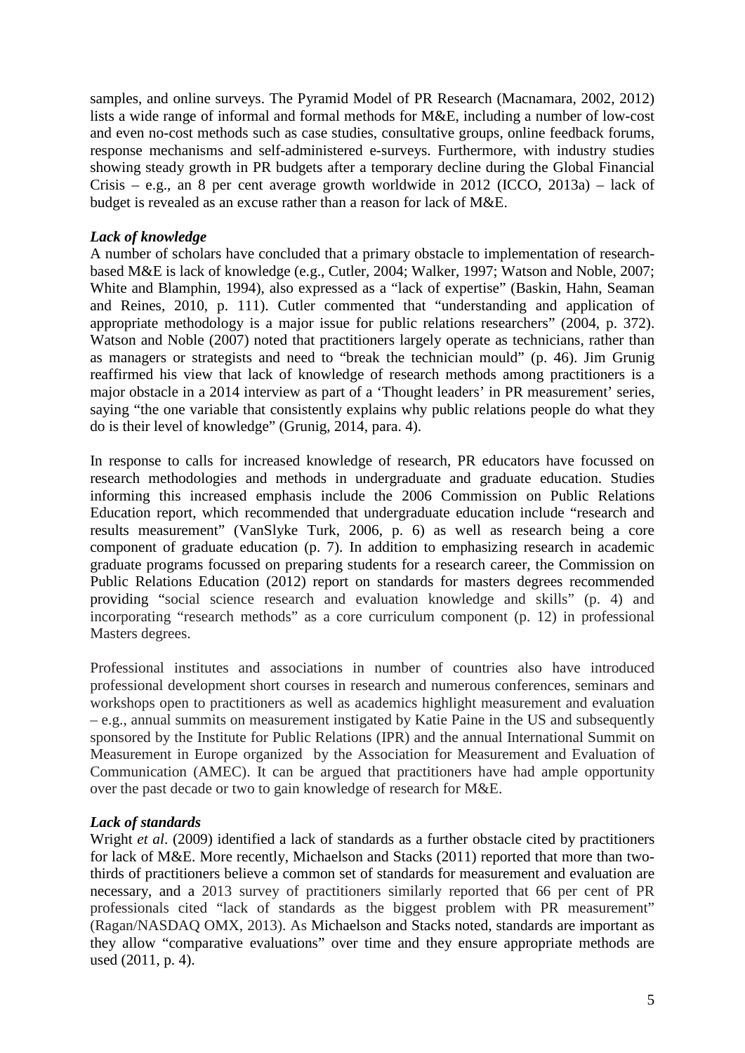samples, and online surveys. The Pyramid Model of PR Research (Macnamara, 2002, 2012) lists a wide range of informal and formal methods for M&E, including a number of low-cost and even no-cost methods such as case studies, consultative groups, online feedback forums, response mechanisms and self-administered e-surveys. Furthermore, with industry studies showing steady growth in PR budgets after a temporary decline during the Global Financial Crisis – e.g., an 8 per cent average growth worldwide in 2012 (ICCO, 2013a) – lack of budget is revealed as an excuse rather than a reason for lack of M&E.

***Lack of knowledge***

A number of scholars have concluded that a primary obstacle to implementation of research-based M&E is lack of knowledge (e.g., Cutler, 2004; Walker, 1997; Watson and Noble, 2007; White and Blamphin, 1994), also expressed as a "lack of expertise" (Baskin, Hahn, Seaman and Reines, 2010, p. 111). Cutler commented that "understanding and application of appropriate methodology is a major issue for public relations researchers" (2004, p. 372). Watson and Noble (2007) noted that practitioners largely operate as technicians, rather than as managers or strategists and need to "break the technician mould" (p. 46). Jim Grunig reaffirmed his view that lack of knowledge of research methods among practitioners is a major obstacle in a 2014 interview as part of a 'Thought leaders' in PR measurement' series, saying "the one variable that consistently explains why public relations people do what they do is their level of knowledge" (Grunig, 2014, para. 4).

In response to calls for increased knowledge of research, PR educators have focussed on research methodologies and methods in undergraduate and graduate education. Studies informing this increased emphasis include the 2006 Commission on Public Relations Education report, which recommended that undergraduate education include "research and results measurement" (VanSlyke Turk, 2006, p. 6) as well as research being a core component of graduate education (p. 7). In addition to emphasizing research in academic graduate programs focussed on preparing students for a research career, the Commission on Public Relations Education (2012) report on standards for masters degrees recommended providing "social science research and evaluation knowledge and skills" (p. 4) and incorporating "research methods" as a core curriculum component (p. 12) in professional Masters degrees.

Professional institutes and associations in number of countries also have introduced professional development short courses in research and numerous conferences, seminars and workshops open to practitioners as well as academics highlight measurement and evaluation – e.g., annual summits on measurement instigated by Katie Paine in the US and subsequently sponsored by the Institute for Public Relations (IPR) and the annual International Summit on Measurement in Europe organized by the Association for Measurement and Evaluation of Communication (AMEC). It can be argued that practitioners have had ample opportunity over the past decade or two to gain knowledge of research for M&E.

***Lack of standards***

Wright *et al*. (2009) identified a lack of standards as a further obstacle cited by practitioners for lack of M&E. More recently, Michaelson and Stacks (2011) reported that more than two-thirds of practitioners believe a common set of standards for measurement and evaluation are necessary, and a 2013 survey of practitioners similarly reported that 66 per cent of PR professionals cited "lack of standards as the biggest problem with PR measurement" (Ragan/NASDAQ OMX, 2013). As Michaelson and Stacks noted, standards are important as they allow "comparative evaluations" over time and they ensure appropriate methods are used (2011, p. 4).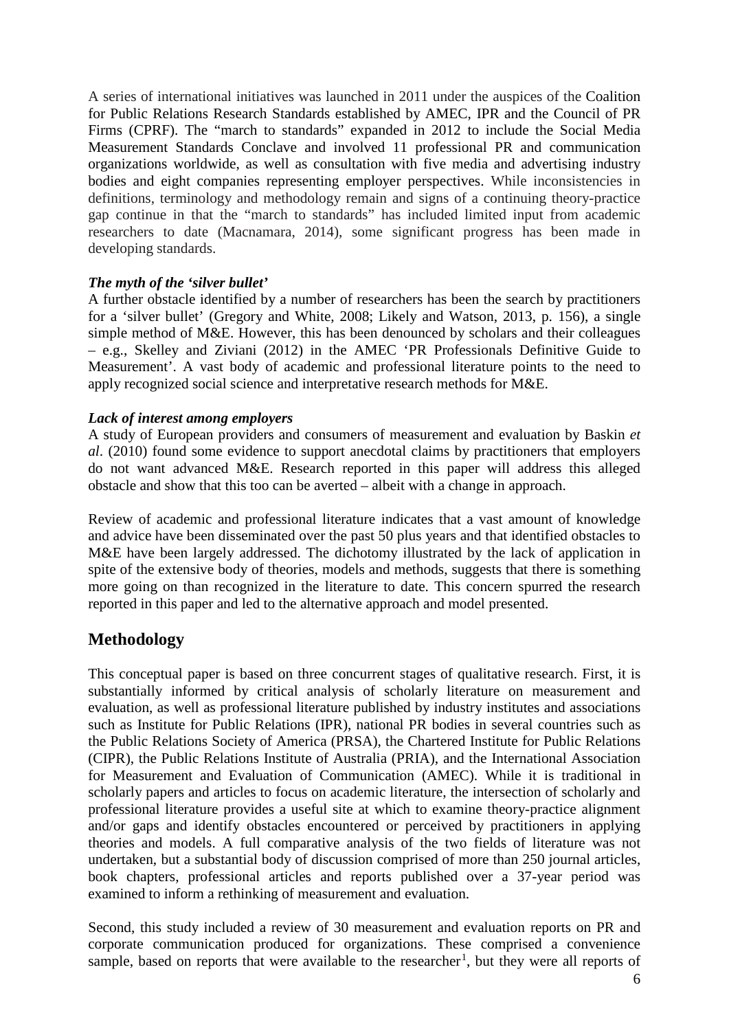A series of international initiatives was launched in 2011 under the auspices of the Coalition for Public Relations Research Standards established by AMEC, IPR and the Council of PR Firms (CPRF). The "march to standards" expanded in 2012 to include the Social Media Measurement Standards Conclave and involved 11 professional PR and communication organizations worldwide, as well as consultation with five media and advertising industry bodies and eight companies representing employer perspectives. While inconsistencies in definitions, terminology and methodology remain and signs of a continuing theory-practice gap continue in that the "march to standards" has included limited input from academic researchers to date (Macnamara, 2014), some significant progress has been made in developing standards.

***The myth of the 'silver bullet'***

A further obstacle identified by a number of researchers has been the search by practitioners for a 'silver bullet' (Gregory and White, 2008; Likely and Watson, 2013, p. 156), a single simple method of M&E. However, this has been denounced by scholars and their colleagues – e.g., Skelley and Ziviani (2012) in the AMEC 'PR Professionals Definitive Guide to Measurement'. A vast body of academic and professional literature points to the need to apply recognized social science and interpretative research methods for M&E.

***Lack of interest among employers***

A study of European providers and consumers of measurement and evaluation by Baskin *et al*. (2010) found some evidence to support anecdotal claims by practitioners that employers do not want advanced M&E. Research reported in this paper will address this alleged obstacle and show that this too can be averted – albeit with a change in approach.

Review of academic and professional literature indicates that a vast amount of knowledge and advice have been disseminated over the past 50 plus years and that identified obstacles to M&E have been largely addressed. The dichotomy illustrated by the lack of application in spite of the extensive body of theories, models and methods, suggests that there is something more going on than recognized in the literature to date. This concern spurred the research reported in this paper and led to the alternative approach and model presented.

## Methodology

This conceptual paper is based on three concurrent stages of qualitative research. First, it is substantially informed by critical analysis of scholarly literature on measurement and evaluation, as well as professional literature published by industry institutes and associations such as Institute for Public Relations (IPR), national PR bodies in several countries such as the Public Relations Society of America (PRSA), the Chartered Institute for Public Relations (CIPR), the Public Relations Institute of Australia (PRIA), and the International Association for Measurement and Evaluation of Communication (AMEC). While it is traditional in scholarly papers and articles to focus on academic literature, the intersection of scholarly and professional literature provides a useful site at which to examine theory-practice alignment and/or gaps and identify obstacles encountered or perceived by practitioners in applying theories and models. A full comparative analysis of the two fields of literature was not undertaken, but a substantial body of discussion comprised of more than 250 journal articles, book chapters, professional articles and reports published over a 37-year period was examined to inform a rethinking of measurement and evaluation.

Second, this study included a review of 30 measurement and evaluation reports on PR and corporate communication produced for organizations. These comprised a convenience sample, based on reports that were available to the researcher[1], but they were all reports of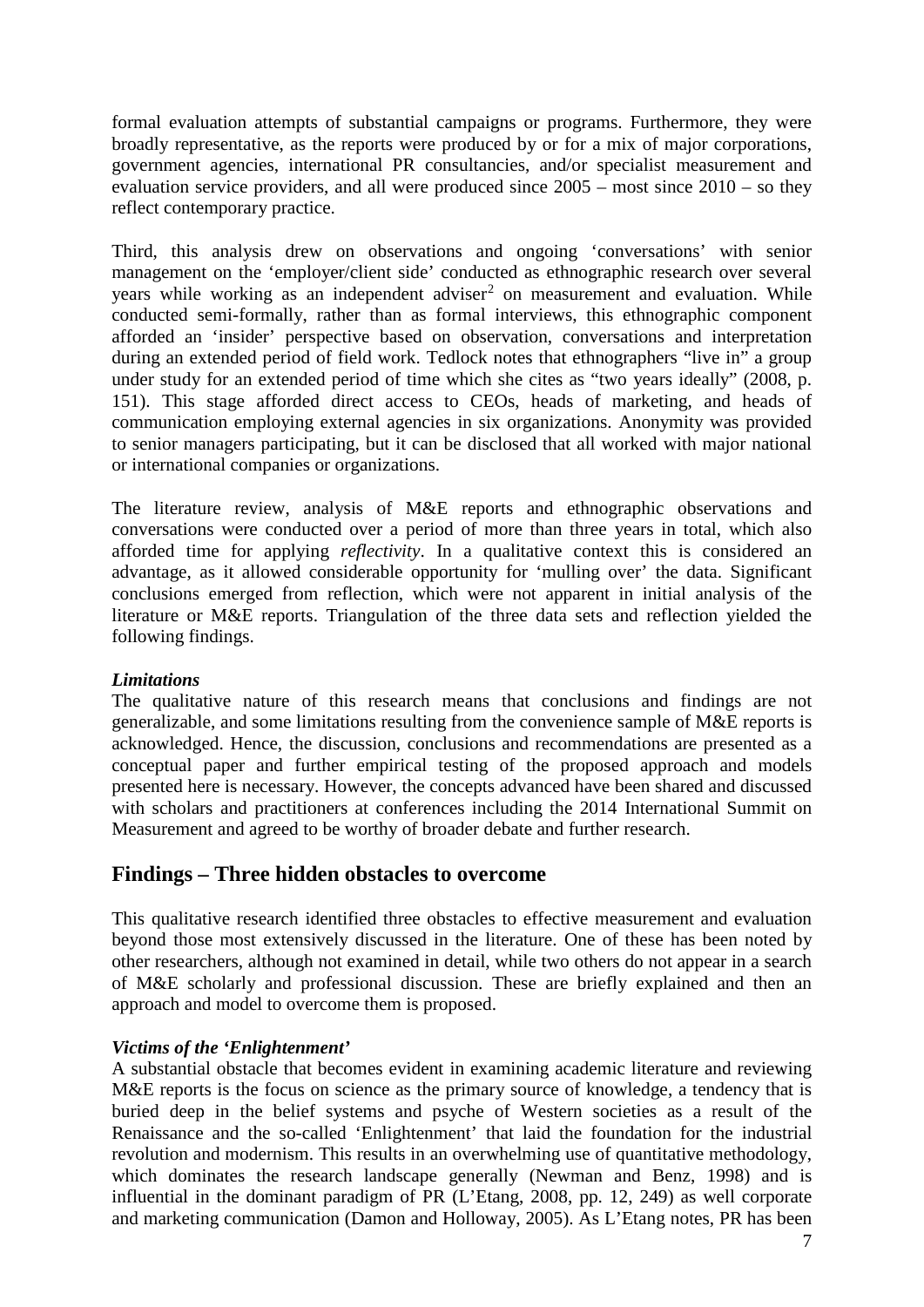formal evaluation attempts of substantial campaigns or programs. Furthermore, they were broadly representative, as the reports were produced by or for a mix of major corporations, government agencies, international PR consultancies, and/or specialist measurement and evaluation service providers, and all were produced since 2005 – most since 2010 – so they reflect contemporary practice.

Third, this analysis drew on observations and ongoing 'conversations' with senior management on the 'employer/client side' conducted as ethnographic research over several years while working as an independent adviser[2] on measurement and evaluation. While conducted semi-formally, rather than as formal interviews, this ethnographic component afforded an 'insider' perspective based on observation, conversations and interpretation during an extended period of field work. Tedlock notes that ethnographers "live in" a group under study for an extended period of time which she cites as "two years ideally" (2008, p. 151). This stage afforded direct access to CEOs, heads of marketing, and heads of communication employing external agencies in six organizations. Anonymity was provided to senior managers participating, but it can be disclosed that all worked with major national or international companies or organizations.

The literature review, analysis of M&E reports and ethnographic observations and conversations were conducted over a period of more than three years in total, which also afforded time for applying *reflectivity*. In a qualitative context this is considered an advantage, as it allowed considerable opportunity for 'mulling over' the data. Significant conclusions emerged from reflection, which were not apparent in initial analysis of the literature or M&E reports. Triangulation of the three data sets and reflection yielded the following findings.

***Limitations***

The qualitative nature of this research means that conclusions and findings are not generalizable, and some limitations resulting from the convenience sample of M&E reports is acknowledged. Hence, the discussion, conclusions and recommendations are presented as a conceptual paper and further empirical testing of the proposed approach and models presented here is necessary. However, the concepts advanced have been shared and discussed with scholars and practitioners at conferences including the 2014 International Summit on Measurement and agreed to be worthy of broader debate and further research.

## Findings – Three hidden obstacles to overcome

This qualitative research identified three obstacles to effective measurement and evaluation beyond those most extensively discussed in the literature. One of these has been noted by other researchers, although not examined in detail, while two others do not appear in a search of M&E scholarly and professional discussion. These are briefly explained and then an approach and model to overcome them is proposed.

***Victims of the 'Enlightenment'***

A substantial obstacle that becomes evident in examining academic literature and reviewing M&E reports is the focus on science as the primary source of knowledge, a tendency that is buried deep in the belief systems and psyche of Western societies as a result of the Renaissance and the so-called 'Enlightenment' that laid the foundation for the industrial revolution and modernism. This results in an overwhelming use of quantitative methodology, which dominates the research landscape generally (Newman and Benz, 1998) and is influential in the dominant paradigm of PR (L'Etang, 2008, pp. 12, 249) as well corporate and marketing communication (Damon and Holloway, 2005). As L'Etang notes, PR has been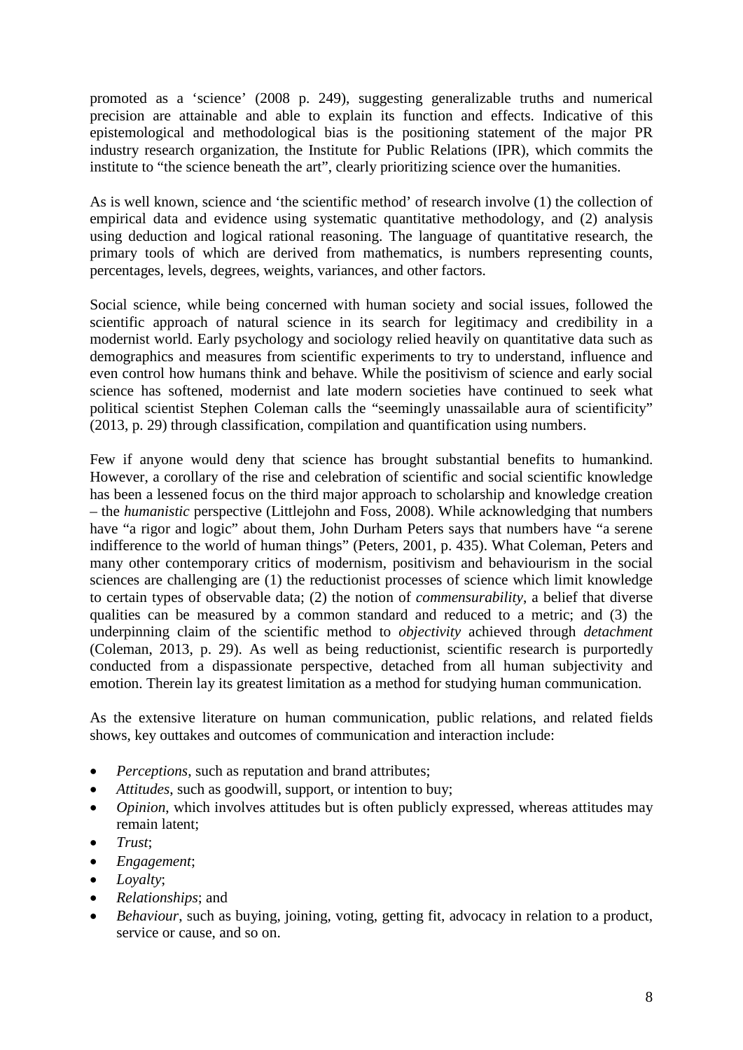promoted as a 'science' (2008 p. 249), suggesting generalizable truths and numerical precision are attainable and able to explain its function and effects. Indicative of this epistemological and methodological bias is the positioning statement of the major PR industry research organization, the Institute for Public Relations (IPR), which commits the institute to "the science beneath the art", clearly prioritizing science over the humanities.

As is well known, science and 'the scientific method' of research involve (1) the collection of empirical data and evidence using systematic quantitative methodology, and (2) analysis using deduction and logical rational reasoning. The language of quantitative research, the primary tools of which are derived from mathematics, is numbers representing counts, percentages, levels, degrees, weights, variances, and other factors.

Social science, while being concerned with human society and social issues, followed the scientific approach of natural science in its search for legitimacy and credibility in a modernist world. Early psychology and sociology relied heavily on quantitative data such as demographics and measures from scientific experiments to try to understand, influence and even control how humans think and behave. While the positivism of science and early social science has softened, modernist and late modern societies have continued to seek what political scientist Stephen Coleman calls the "seemingly unassailable aura of scientificity" (2013, p. 29) through classification, compilation and quantification using numbers.

Few if anyone would deny that science has brought substantial benefits to humankind. However, a corollary of the rise and celebration of scientific and social scientific knowledge has been a lessened focus on the third major approach to scholarship and knowledge creation – the *humanistic* perspective (Littlejohn and Foss, 2008). While acknowledging that numbers have "a rigor and logic" about them, John Durham Peters says that numbers have "a serene indifference to the world of human things" (Peters, 2001, p. 435). What Coleman, Peters and many other contemporary critics of modernism, positivism and behaviourism in the social sciences are challenging are (1) the reductionist processes of science which limit knowledge to certain types of observable data; (2) the notion of *commensurability*, a belief that diverse qualities can be measured by a common standard and reduced to a metric; and (3) the underpinning claim of the scientific method to *objectivity* achieved through *detachment* (Coleman, 2013, p. 29). As well as being reductionist, scientific research is purportedly conducted from a dispassionate perspective, detached from all human subjectivity and emotion. Therein lay its greatest limitation as a method for studying human communication.

As the extensive literature on human communication, public relations, and related fields shows, key outtakes and outcomes of communication and interaction include:

- *Perceptions*, such as reputation and brand attributes;
- *Attitudes*, such as goodwill, support, or intention to buy;
- *Opinion*, which involves attitudes but is often publicly expressed, whereas attitudes may remain latent;
- *Trust*;
- *Engagement*;
- *Loyalty*;
- *Relationships*; and
- *Behaviour*, such as buying, joining, voting, getting fit, advocacy in relation to a product, service or cause, and so on.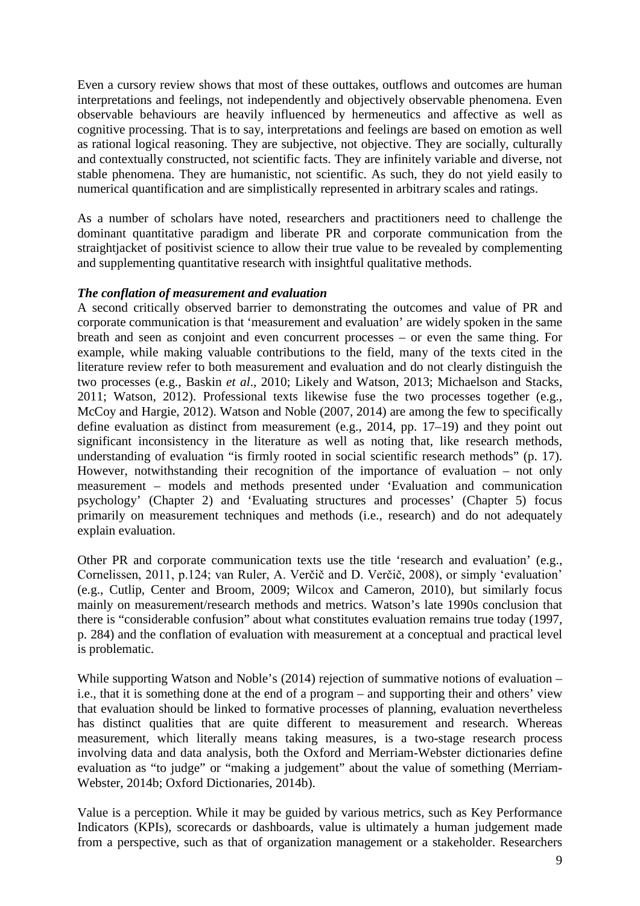Even a cursory review shows that most of these outtakes, outflows and outcomes are human interpretations and feelings, not independently and objectively observable phenomena. Even observable behaviours are heavily influenced by hermeneutics and affective as well as cognitive processing. That is to say, interpretations and feelings are based on emotion as well as rational logical reasoning. They are subjective, not objective. They are socially, culturally and contextually constructed, not scientific facts. They are infinitely variable and diverse, not stable phenomena. They are humanistic, not scientific. As such, they do not yield easily to numerical quantification and are simplistically represented in arbitrary scales and ratings.

As a number of scholars have noted, researchers and practitioners need to challenge the dominant quantitative paradigm and liberate PR and corporate communication from the straightjacket of positivist science to allow their true value to be revealed by complementing and supplementing quantitative research with insightful qualitative methods.

***The conflation of measurement and evaluation***

A second critically observed barrier to demonstrating the outcomes and value of PR and corporate communication is that 'measurement and evaluation' are widely spoken in the same breath and seen as conjoint and even concurrent processes – or even the same thing. For example, while making valuable contributions to the field, many of the texts cited in the literature review refer to both measurement and evaluation and do not clearly distinguish the two processes (e.g., Baskin *et al*., 2010; Likely and Watson, 2013; Michaelson and Stacks, 2011; Watson, 2012). Professional texts likewise fuse the two processes together (e.g., McCoy and Hargie, 2012). Watson and Noble (2007, 2014) are among the few to specifically define evaluation as distinct from measurement (e.g., 2014, pp. 17–19) and they point out significant inconsistency in the literature as well as noting that, like research methods, understanding of evaluation "is firmly rooted in social scientific research methods" (p. 17). However, notwithstanding their recognition of the importance of evaluation – not only measurement – models and methods presented under 'Evaluation and communication psychology' (Chapter 2) and 'Evaluating structures and processes' (Chapter 5) focus primarily on measurement techniques and methods (i.e., research) and do not adequately explain evaluation.

Other PR and corporate communication texts use the title 'research and evaluation' (e.g., Cornelissen, 2011, p.124; van Ruler, A. Verčič and D. Verčič, 2008), or simply 'evaluation' (e.g., Cutlip, Center and Broom, 2009; Wilcox and Cameron, 2010), but similarly focus mainly on measurement/research methods and metrics. Watson's late 1990s conclusion that there is "considerable confusion" about what constitutes evaluation remains true today (1997, p. 284) and the conflation of evaluation with measurement at a conceptual and practical level is problematic.

While supporting Watson and Noble's (2014) rejection of summative notions of evaluation – i.e., that it is something done at the end of a program – and supporting their and others' view that evaluation should be linked to formative processes of planning, evaluation nevertheless has distinct qualities that are quite different to measurement and research. Whereas measurement, which literally means taking measures, is a two-stage research process involving data and data analysis, both the Oxford and Merriam-Webster dictionaries define evaluation as "to judge" or "making a judgement" about the value of something (Merriam-Webster, 2014b; Oxford Dictionaries, 2014b).

Value is a perception. While it may be guided by various metrics, such as Key Performance Indicators (KPIs), scorecards or dashboards, value is ultimately a human judgement made from a perspective, such as that of organization management or a stakeholder. Researchers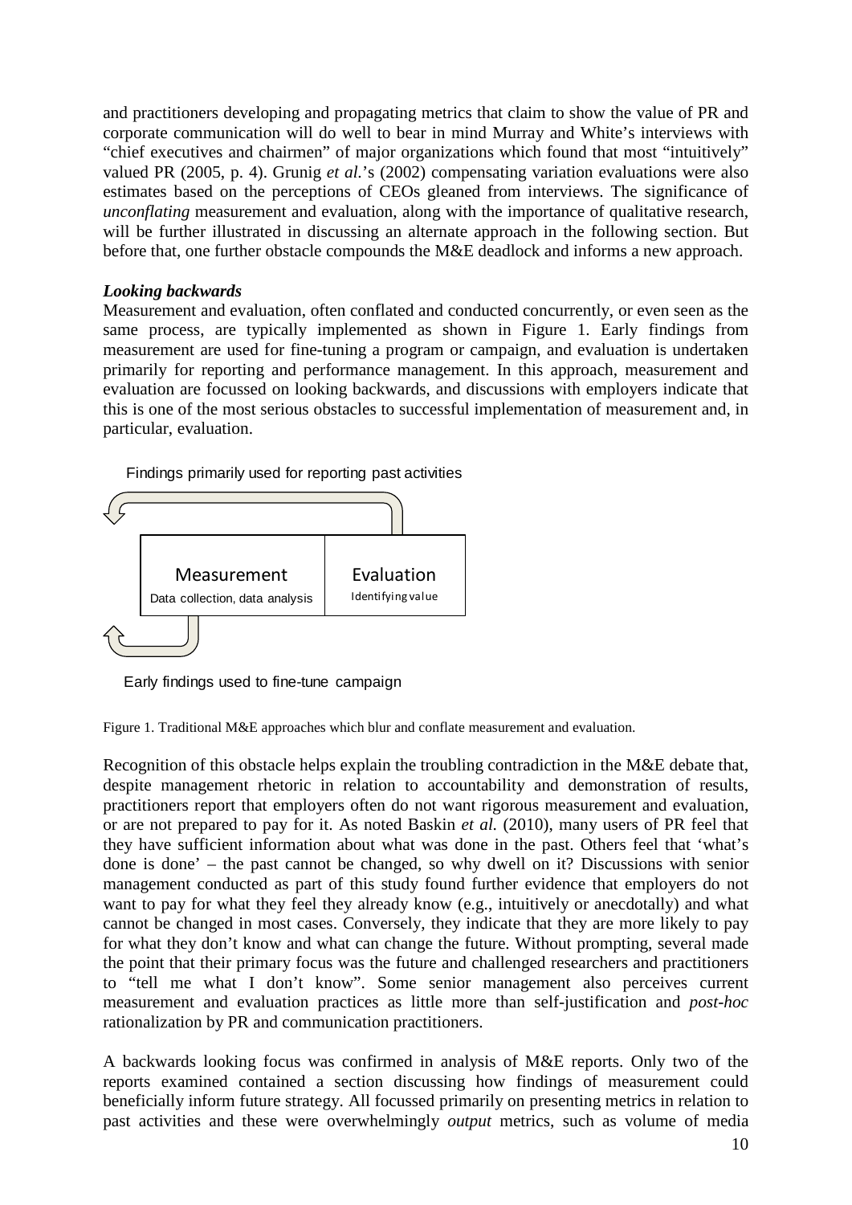and practitioners developing and propagating metrics that claim to show the value of PR and corporate communication will do well to bear in mind Murray and White's interviews with "chief executives and chairmen" of major organizations which found that most "intuitively" valued PR (2005, p. 4). Grunig *et al.*'s (2002) compensating variation evaluations were also estimates based on the perceptions of CEOs gleaned from interviews. The significance of *unconflating* measurement and evaluation, along with the importance of qualitative research, will be further illustrated in discussing an alternate approach in the following section. But before that, one further obstacle compounds the M&E deadlock and informs a new approach.

***Looking backwards***

Measurement and evaluation, often conflated and conducted concurrently, or even seen as the same process, are typically implemented as shown in Figure 1. Early findings from measurement are used for fine-tuning a program or campaign, and evaluation is undertaken primarily for reporting and performance management. In this approach, measurement and evaluation are focussed on looking backwards, and discussions with employers indicate that this is one of the most serious obstacles to successful implementation of measurement and, in particular, evaluation.

Findings primarily used for reporting past activities

| Measurement | Evaluation |
| --- | --- |
| Data collection, data analysis | Identifying value |

Early findings used to fine-tune campaign

Figure 1. Traditional M&E approaches which blur and conflate measurement and evaluation.

Recognition of this obstacle helps explain the troubling contradiction in the M&E debate that, despite management rhetoric in relation to accountability and demonstration of results, practitioners report that employers often do not want rigorous measurement and evaluation, or are not prepared to pay for it. As noted Baskin *et al.* (2010), many users of PR feel that they have sufficient information about what was done in the past. Others feel that 'what's done is done' – the past cannot be changed, so why dwell on it? Discussions with senior management conducted as part of this study found further evidence that employers do not want to pay for what they feel they already know (e.g., intuitively or anecdotally) and what cannot be changed in most cases. Conversely, they indicate that they are more likely to pay for what they don't know and what can change the future. Without prompting, several made the point that their primary focus was the future and challenged researchers and practitioners to "tell me what I don't know". Some senior management also perceives current measurement and evaluation practices as little more than self-justification and *post-hoc* rationalization by PR and communication practitioners.

A backwards looking focus was confirmed in analysis of M&E reports. Only two of the reports examined contained a section discussing how findings of measurement could beneficially inform future strategy. All focussed primarily on presenting metrics in relation to past activities and these were overwhelmingly *output* metrics, such as volume of media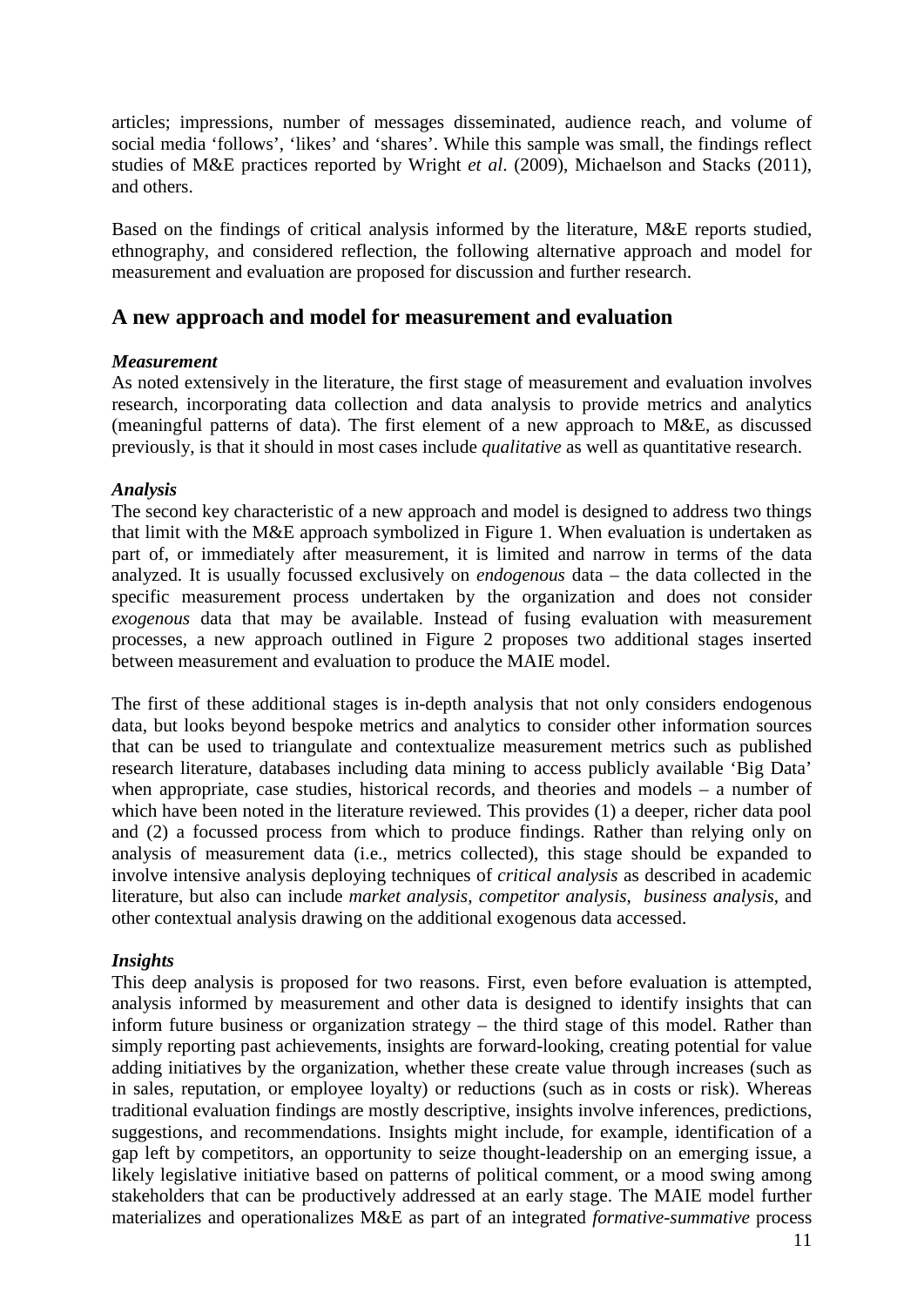articles; impressions, number of messages disseminated, audience reach, and volume of social media 'follows', 'likes' and 'shares'. While this sample was small, the findings reflect studies of M&E practices reported by Wright *et al*. (2009), Michaelson and Stacks (2011), and others.

Based on the findings of critical analysis informed by the literature, M&E reports studied, ethnography, and considered reflection, the following alternative approach and model for measurement and evaluation are proposed for discussion and further research.

## A new approach and model for measurement and evaluation

### *Measurement*

As noted extensively in the literature, the first stage of measurement and evaluation involves research, incorporating data collection and data analysis to provide metrics and analytics (meaningful patterns of data). The first element of a new approach to M&E, as discussed previously, is that it should in most cases include *qualitative* as well as quantitative research.

### *Analysis*

The second key characteristic of a new approach and model is designed to address two things that limit with the M&E approach symbolized in Figure 1. When evaluation is undertaken as part of, or immediately after measurement, it is limited and narrow in terms of the data analyzed. It is usually focussed exclusively on *endogenous* data – the data collected in the specific measurement process undertaken by the organization and does not consider *exogenous* data that may be available. Instead of fusing evaluation with measurement processes, a new approach outlined in Figure 2 proposes two additional stages inserted between measurement and evaluation to produce the MAIE model.

The first of these additional stages is in-depth analysis that not only considers endogenous data, but looks beyond bespoke metrics and analytics to consider other information sources that can be used to triangulate and contextualize measurement metrics such as published research literature, databases including data mining to access publicly available 'Big Data' when appropriate, case studies, historical records, and theories and models – a number of which have been noted in the literature reviewed. This provides (1) a deeper, richer data pool and (2) a focussed process from which to produce findings. Rather than relying only on analysis of measurement data (i.e., metrics collected), this stage should be expanded to involve intensive analysis deploying techniques of *critical analysis* as described in academic literature, but also can include *market analysis*, *competitor analysis*, *business analysis*, and other contextual analysis drawing on the additional exogenous data accessed.

### *Insights*

This deep analysis is proposed for two reasons. First, even before evaluation is attempted, analysis informed by measurement and other data is designed to identify insights that can inform future business or organization strategy – the third stage of this model. Rather than simply reporting past achievements, insights are forward-looking, creating potential for value adding initiatives by the organization, whether these create value through increases (such as in sales, reputation, or employee loyalty) or reductions (such as in costs or risk). Whereas traditional evaluation findings are mostly descriptive, insights involve inferences, predictions, suggestions, and recommendations. Insights might include, for example, identification of a gap left by competitors, an opportunity to seize thought-leadership on an emerging issue, a likely legislative initiative based on patterns of political comment, or a mood swing among stakeholders that can be productively addressed at an early stage. The MAIE model further materializes and operationalizes M&E as part of an integrated *formative-summative* process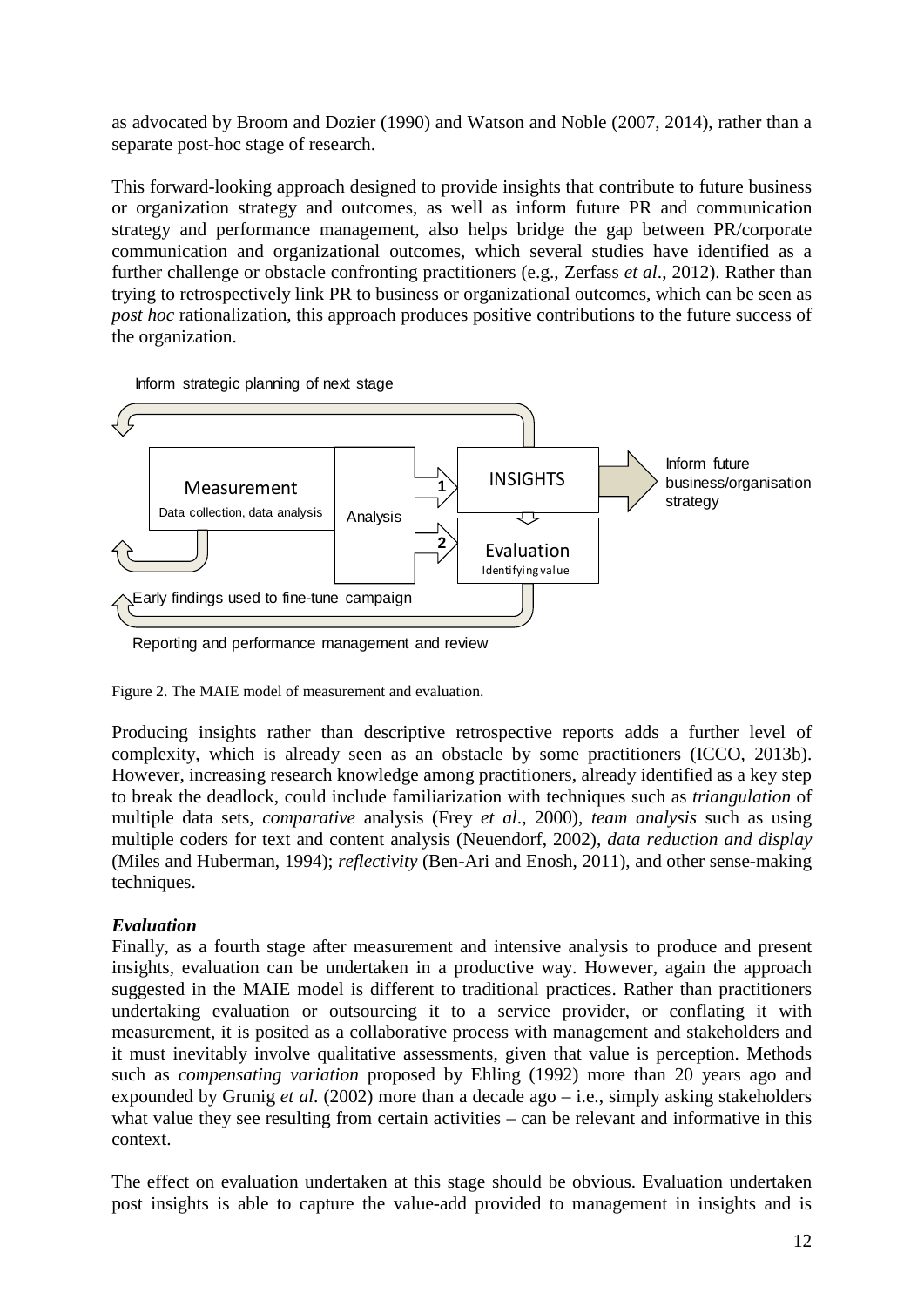as advocated by Broom and Dozier (1990) and Watson and Noble (2007, 2014), rather than a separate post-hoc stage of research.

This forward-looking approach designed to provide insights that contribute to future business or organization strategy and outcomes, as well as inform future PR and communication strategy and performance management, also helps bridge the gap between PR/corporate communication and organizational outcomes, which several studies have identified as a further challenge or obstacle confronting practitioners (e.g., Zerfass *et al*., 2012). Rather than trying to retrospectively link PR to business or organizational outcomes, which can be seen as *post hoc* rationalization, this approach produces positive contributions to the future success of the organization.

Inform strategic planning of next stage

Measurement
Data collection, data analysis

Analysis

1 INSIGHTS

2 Evaluation
Identifying value

Inform future business/organisation strategy

Early findings used to fine-tune campaign

Reporting and performance management and review

Figure 2. The MAIE model of measurement and evaluation.

Producing insights rather than descriptive retrospective reports adds a further level of complexity, which is already seen as an obstacle by some practitioners (ICCO, 2013b). However, increasing research knowledge among practitioners, already identified as a key step to break the deadlock, could include familiarization with techniques such as *triangulation* of multiple data sets, *comparative* analysis (Frey *et al*., 2000), *team analysis* such as using multiple coders for text and content analysis (Neuendorf, 2002), *data reduction and display* (Miles and Huberman, 1994); *reflectivity* (Ben-Ari and Enosh, 2011), and other sense-making techniques.

***Evaluation***

Finally, as a fourth stage after measurement and intensive analysis to produce and present insights, evaluation can be undertaken in a productive way. However, again the approach suggested in the MAIE model is different to traditional practices. Rather than practitioners undertaking evaluation or outsourcing it to a service provider, or conflating it with measurement, it is posited as a collaborative process with management and stakeholders and it must inevitably involve qualitative assessments, given that value is perception. Methods such as *compensating variation* proposed by Ehling (1992) more than 20 years ago and expounded by Grunig *et al*. (2002) more than a decade ago – i.e., simply asking stakeholders what value they see resulting from certain activities – can be relevant and informative in this context.

The effect on evaluation undertaken at this stage should be obvious. Evaluation undertaken post insights is able to capture the value-add provided to management in insights and is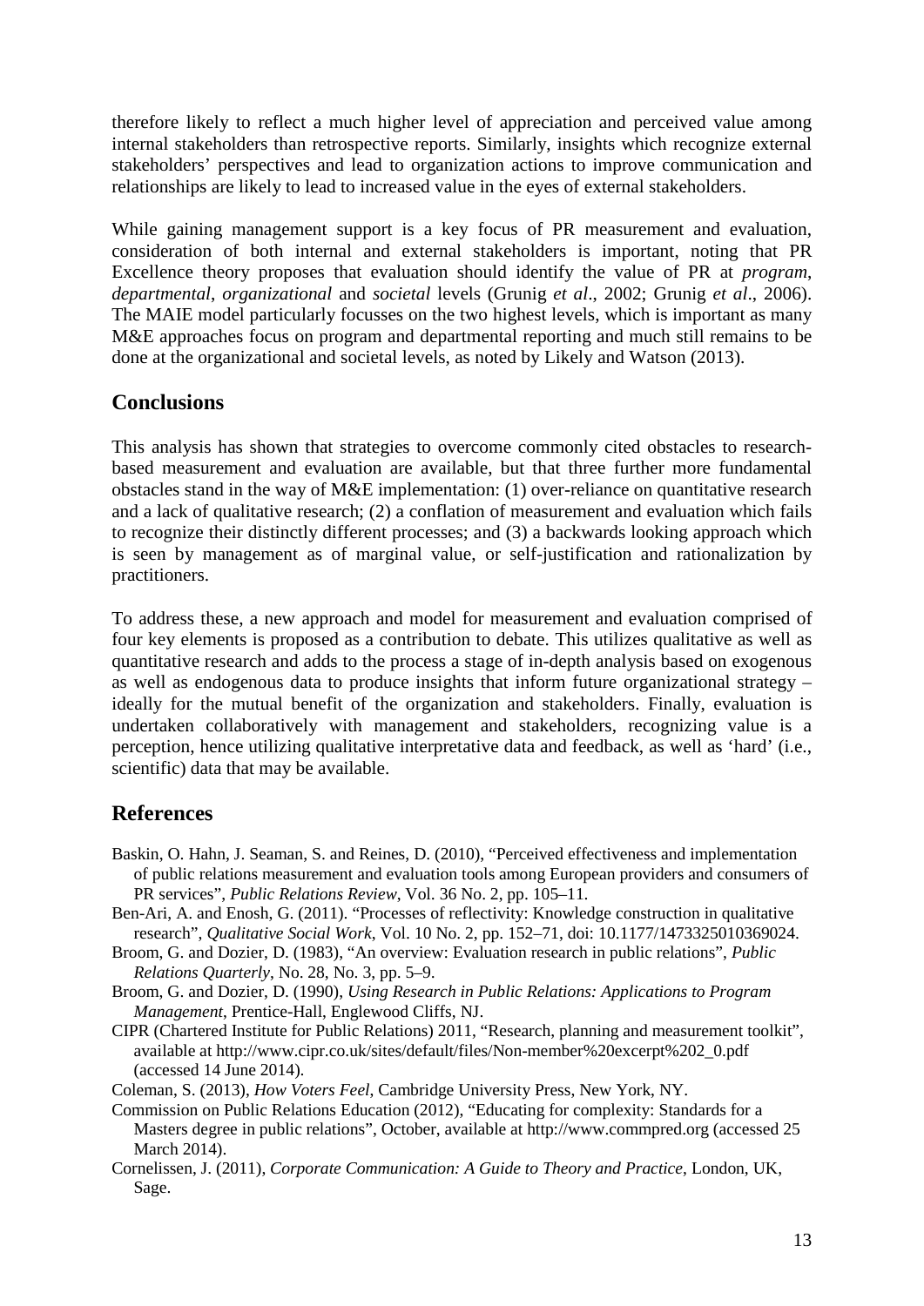therefore likely to reflect a much higher level of appreciation and perceived value among internal stakeholders than retrospective reports. Similarly, insights which recognize external stakeholders' perspectives and lead to organization actions to improve communication and relationships are likely to lead to increased value in the eyes of external stakeholders.

While gaining management support is a key focus of PR measurement and evaluation, consideration of both internal and external stakeholders is important, noting that PR Excellence theory proposes that evaluation should identify the value of PR at *program*, *departmental*, *organizational* and *societal* levels (Grunig *et al*., 2002; Grunig *et al*., 2006). The MAIE model particularly focusses on the two highest levels, which is important as many M&E approaches focus on program and departmental reporting and much still remains to be done at the organizational and societal levels, as noted by Likely and Watson (2013).

## Conclusions

This analysis has shown that strategies to overcome commonly cited obstacles to research-based measurement and evaluation are available, but that three further more fundamental obstacles stand in the way of M&E implementation: (1) over-reliance on quantitative research and a lack of qualitative research; (2) a conflation of measurement and evaluation which fails to recognize their distinctly different processes; and (3) a backwards looking approach which is seen by management as of marginal value, or self-justification and rationalization by practitioners.

To address these, a new approach and model for measurement and evaluation comprised of four key elements is proposed as a contribution to debate. This utilizes qualitative as well as quantitative research and adds to the process a stage of in-depth analysis based on exogenous as well as endogenous data to produce insights that inform future organizational strategy – ideally for the mutual benefit of the organization and stakeholders. Finally, evaluation is undertaken collaboratively with management and stakeholders, recognizing value is a perception, hence utilizing qualitative interpretative data and feedback, as well as 'hard' (i.e., scientific) data that may be available.

## References

Baskin, O. Hahn, J. Seaman, S. and Reines, D. (2010), "Perceived effectiveness and implementation of public relations measurement and evaluation tools among European providers and consumers of PR services", *Public Relations Review*, Vol. 36 No. 2, pp. 105–11.

Ben-Ari, A. and Enosh, G. (2011). "Processes of reflectivity: Knowledge construction in qualitative research", *Qualitative Social Work*, Vol. 10 No. 2, pp. 152–71, doi: 10.1177/1473325010369024.

Broom, G. and Dozier, D. (1983), "An overview: Evaluation research in public relations", *Public Relations Quarterly*, No. 28, No. 3, pp. 5–9.

Broom, G. and Dozier, D. (1990), *Using Research in Public Relations: Applications to Program Management*, Prentice-Hall, Englewood Cliffs, NJ.

CIPR (Chartered Institute for Public Relations) 2011, "Research, planning and measurement toolkit", available at http://www.cipr.co.uk/sites/default/files/Non-member%20excerpt%202_0.pdf (accessed 14 June 2014).

Coleman, S. (2013), *How Voters Feel*, Cambridge University Press, New York, NY.

Commission on Public Relations Education (2012), "Educating for complexity: Standards for a Masters degree in public relations", October, available at http://www.commpred.org (accessed 25 March 2014).

Cornelissen, J. (2011), *Corporate Communication: A Guide to Theory and Practice*, London, UK, Sage.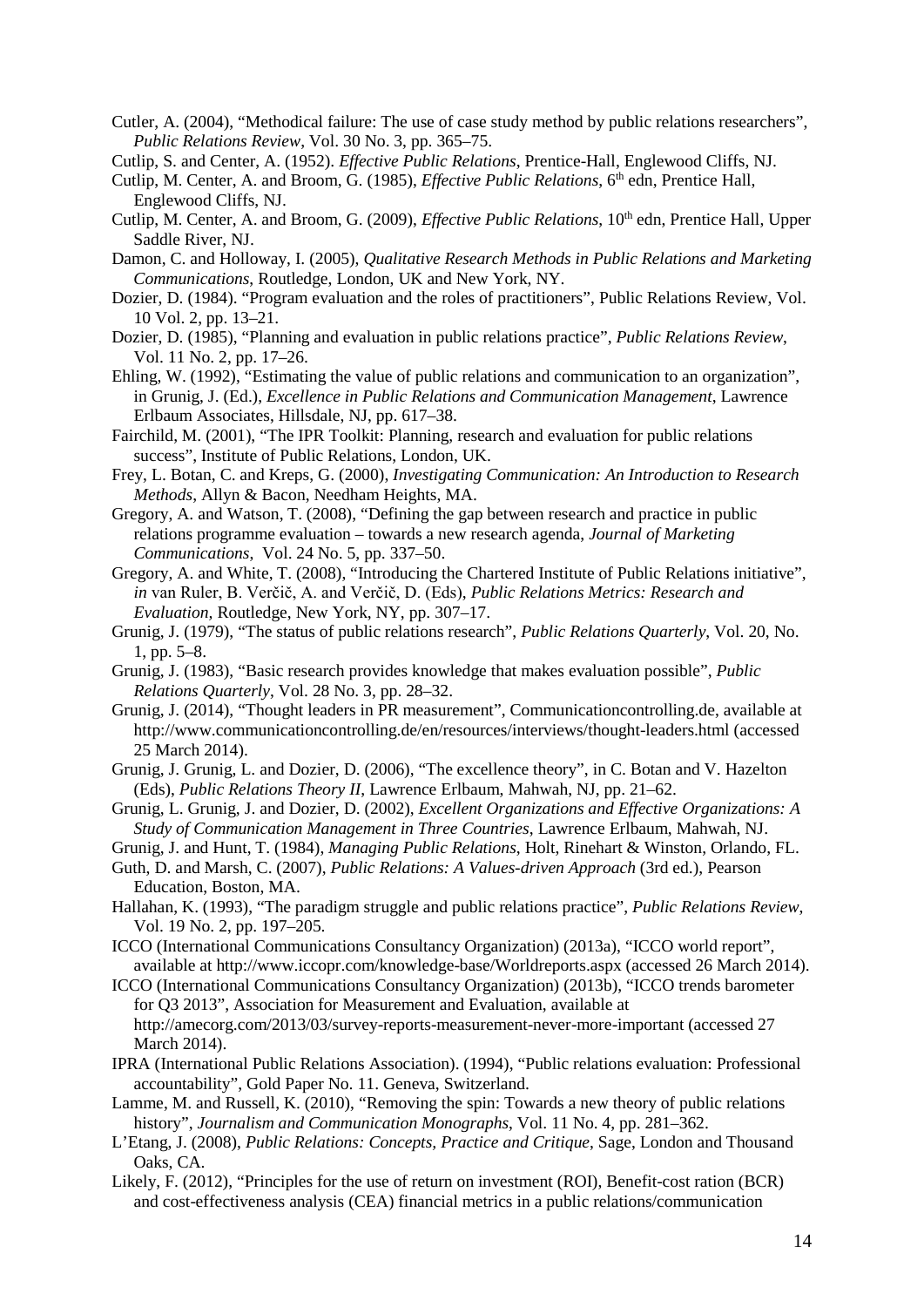Cutler, A. (2004), "Methodical failure: The use of case study method by public relations researchers", *Public Relations Review*, Vol. 30 No. 3, pp. 365–75.

Cutlip, S. and Center, A. (1952). *Effective Public Relations*, Prentice-Hall, Englewood Cliffs, NJ.

Cutlip, M. Center, A. and Broom, G. (1985), *Effective Public Relations*, 6th edn, Prentice Hall, Englewood Cliffs, NJ.

Cutlip, M. Center, A. and Broom, G. (2009), *Effective Public Relations*, 10th edn, Prentice Hall, Upper Saddle River, NJ.

Damon, C. and Holloway, I. (2005), *Qualitative Research Methods in Public Relations and Marketing Communications*, Routledge, London, UK and New York, NY.

Dozier, D. (1984). "Program evaluation and the roles of practitioners", Public Relations Review, Vol. 10 Vol. 2, pp. 13–21.

Dozier, D. (1985), "Planning and evaluation in public relations practice", *Public Relations Review*, Vol. 11 No. 2, pp. 17–26.

Ehling, W. (1992), "Estimating the value of public relations and communication to an organization", in Grunig, J. (Ed.), *Excellence in Public Relations and Communication Management*, Lawrence Erlbaum Associates, Hillsdale, NJ, pp. 617–38.

Fairchild, M. (2001), "The IPR Toolkit: Planning, research and evaluation for public relations success", Institute of Public Relations, London, UK.

Frey, L. Botan, C. and Kreps, G. (2000), *Investigating Communication: An Introduction to Research Methods*, Allyn & Bacon, Needham Heights, MA.

Gregory, A. and Watson, T. (2008), "Defining the gap between research and practice in public relations programme evaluation – towards a new research agenda, *Journal of Marketing Communications*, Vol. 24 No. 5, pp. 337–50.

Gregory, A. and White, T. (2008), "Introducing the Chartered Institute of Public Relations initiative", *in* van Ruler, B. Verčič, A. and Verčič, D. (Eds), *Public Relations Metrics: Research and Evaluation*, Routledge, New York, NY, pp. 307–17.

Grunig, J. (1979), "The status of public relations research", *Public Relations Quarterly*, Vol. 20, No. 1, pp. 5–8.

Grunig, J. (1983), "Basic research provides knowledge that makes evaluation possible", *Public Relations Quarterly*, Vol. 28 No. 3, pp. 28–32.

Grunig, J. (2014), "Thought leaders in PR measurement", Communicationcontrolling.de, available at http://www.communicationcontrolling.de/en/resources/interviews/thought-leaders.html (accessed 25 March 2014).

Grunig, J. Grunig, L. and Dozier, D. (2006), "The excellence theory", in C. Botan and V. Hazelton (Eds), *Public Relations Theory II*, Lawrence Erlbaum, Mahwah, NJ, pp. 21–62.

Grunig, L. Grunig, J. and Dozier, D. (2002), *Excellent Organizations and Effective Organizations: A Study of Communication Management in Three Countries*, Lawrence Erlbaum, Mahwah, NJ.

Grunig, J. and Hunt, T. (1984), *Managing Public Relations*, Holt, Rinehart & Winston, Orlando, FL.

Guth, D. and Marsh, C. (2007), *Public Relations: A Values-driven Approach* (3rd ed.), Pearson Education, Boston, MA.

Hallahan, K. (1993), "The paradigm struggle and public relations practice", *Public Relations Review*, Vol. 19 No. 2, pp. 197–205.

ICCO (International Communications Consultancy Organization) (2013a), "ICCO world report", available at http://www.iccopr.com/knowledge-base/Worldreports.aspx (accessed 26 March 2014).

ICCO (International Communications Consultancy Organization) (2013b), "ICCO trends barometer for Q3 2013", Association for Measurement and Evaluation, available at http://amecorg.com/2013/03/survey-reports-measurement-never-more-important (accessed 27 March 2014).

IPRA (International Public Relations Association). (1994), "Public relations evaluation: Professional accountability", Gold Paper No. 11. Geneva, Switzerland.

Lamme, M. and Russell, K. (2010), "Removing the spin: Towards a new theory of public relations history", *Journalism and Communication Monographs*, Vol. 11 No. 4, pp. 281–362.

L'Etang, J. (2008), *Public Relations: Concepts, Practice and Critique*, Sage, London and Thousand Oaks, CA.

Likely, F. (2012), "Principles for the use of return on investment (ROI), Benefit-cost ration (BCR) and cost-effectiveness analysis (CEA) financial metrics in a public relations/communication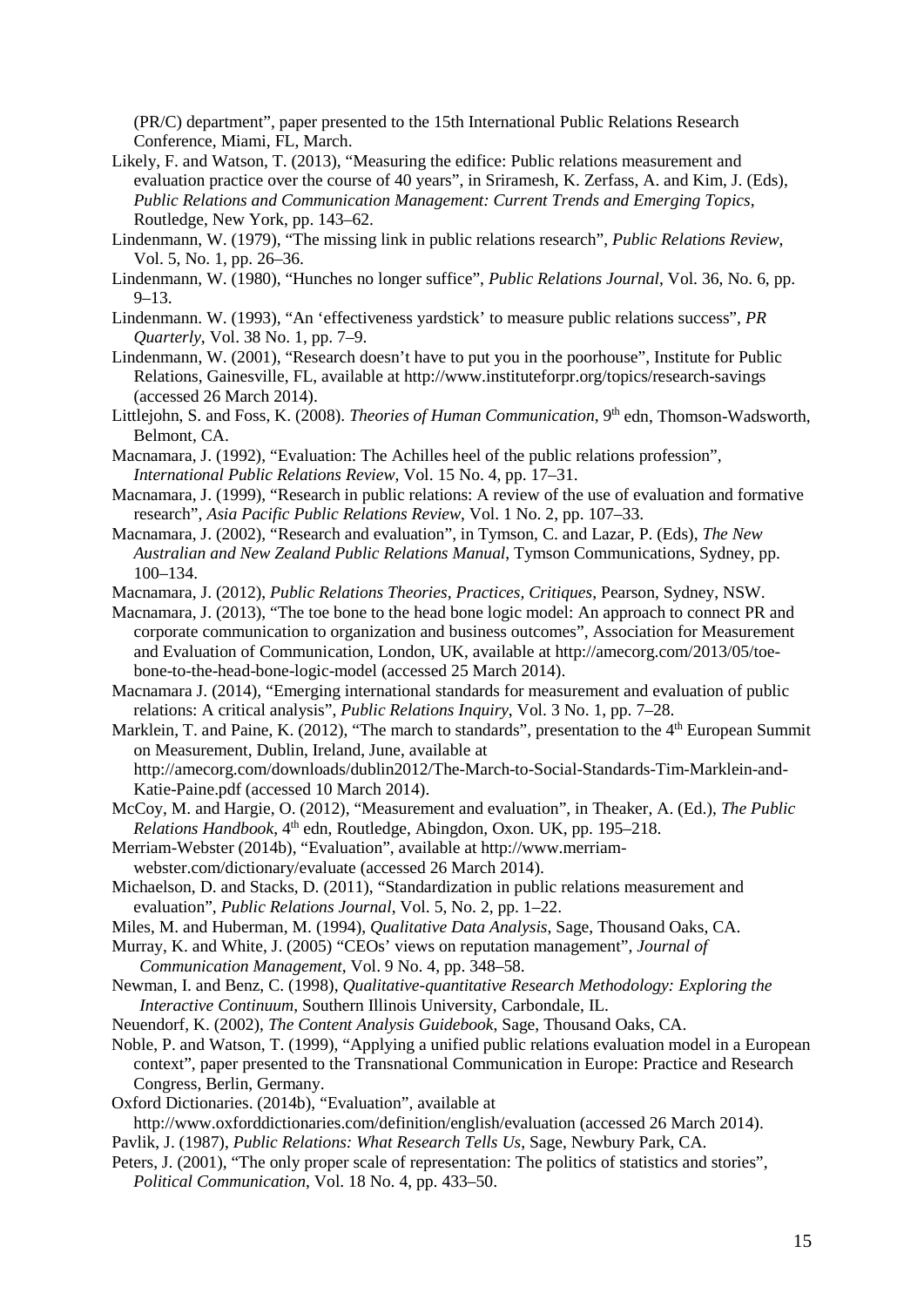(PR/C) department", paper presented to the 15th International Public Relations Research Conference, Miami, FL, March.

Likely, F. and Watson, T. (2013), "Measuring the edifice: Public relations measurement and evaluation practice over the course of 40 years", in Sriramesh, K. Zerfass, A. and Kim, J. (Eds), *Public Relations and Communication Management: Current Trends and Emerging Topics*, Routledge, New York, pp. 143–62.

Lindenmann, W. (1979), "The missing link in public relations research", *Public Relations Review*, Vol. 5, No. 1, pp. 26–36.

Lindenmann, W. (1980), "Hunches no longer suffice", *Public Relations Journal*, Vol. 36, No. 6, pp. 9–13.

Lindenmann. W. (1993), "An 'effectiveness yardstick' to measure public relations success", *PR Quarterly*, Vol. 38 No. 1, pp. 7–9.

Lindenmann, W. (2001), "Research doesn't have to put you in the poorhouse", Institute for Public Relations, Gainesville, FL, available at http://www.instituteforpr.org/topics/research-savings (accessed 26 March 2014).

Littlejohn, S. and Foss, K. (2008). *Theories of Human Communication*, 9th edn, Thomson-Wadsworth, Belmont, CA.

Macnamara, J. (1992), "Evaluation: The Achilles heel of the public relations profession", *International Public Relations Review*, Vol. 15 No. 4, pp. 17–31.

Macnamara, J. (1999), "Research in public relations: A review of the use of evaluation and formative research", *Asia Pacific Public Relations Review*, Vol. 1 No. 2, pp. 107–33.

Macnamara, J. (2002), "Research and evaluation", in Tymson, C. and Lazar, P. (Eds), *The New Australian and New Zealand Public Relations Manual*, Tymson Communications, Sydney, pp. 100–134.

Macnamara, J. (2012), *Public Relations Theories, Practices, Critiques*, Pearson, Sydney, NSW.

Macnamara, J. (2013), "The toe bone to the head bone logic model: An approach to connect PR and corporate communication to organization and business outcomes", Association for Measurement and Evaluation of Communication, London, UK, available at http://amecorg.com/2013/05/toe-bone-to-the-head-bone-logic-model (accessed 25 March 2014).

Macnamara J. (2014), "Emerging international standards for measurement and evaluation of public relations: A critical analysis", *Public Relations Inquiry*, Vol. 3 No. 1, pp. 7–28.

Marklein, T. and Paine, K. (2012), "The march to standards", presentation to the 4th European Summit on Measurement, Dublin, Ireland, June, available at http://amecorg.com/downloads/dublin2012/The-March-to-Social-Standards-Tim-Marklein-and-Katie-Paine.pdf (accessed 10 March 2014).

McCoy, M. and Hargie, O. (2012), "Measurement and evaluation", in Theaker, A. (Ed.), *The Public Relations Handbook*, 4th edn, Routledge, Abingdon, Oxon. UK, pp. 195–218.

Merriam-Webster (2014b), "Evaluation", available at http://www.merriam-webster.com/dictionary/evaluate (accessed 26 March 2014).

Michaelson, D. and Stacks, D. (2011), "Standardization in public relations measurement and evaluation", *Public Relations Journal*, Vol. 5, No. 2, pp. 1–22.

Miles, M. and Huberman, M. (1994), *Qualitative Data Analysis*, Sage, Thousand Oaks, CA.

Murray, K. and White, J. (2005) "CEOs' views on reputation management", *Journal of Communication Management*, Vol. 9 No. 4, pp. 348–58.

Newman, I. and Benz, C. (1998), *Qualitative-quantitative Research Methodology: Exploring the Interactive Continuum*, Southern Illinois University, Carbondale, IL.

Neuendorf, K. (2002), *The Content Analysis Guidebook*, Sage, Thousand Oaks, CA.

Noble, P. and Watson, T. (1999), "Applying a unified public relations evaluation model in a European context", paper presented to the Transnational Communication in Europe: Practice and Research Congress, Berlin, Germany.

Oxford Dictionaries. (2014b), "Evaluation", available at http://www.oxforddictionaries.com/definition/english/evaluation (accessed 26 March 2014).

Pavlik, J. (1987), *Public Relations: What Research Tells Us*, Sage, Newbury Park, CA.

Peters, J. (2001), "The only proper scale of representation: The politics of statistics and stories", *Political Communication*, Vol. 18 No. 4, pp. 433–50.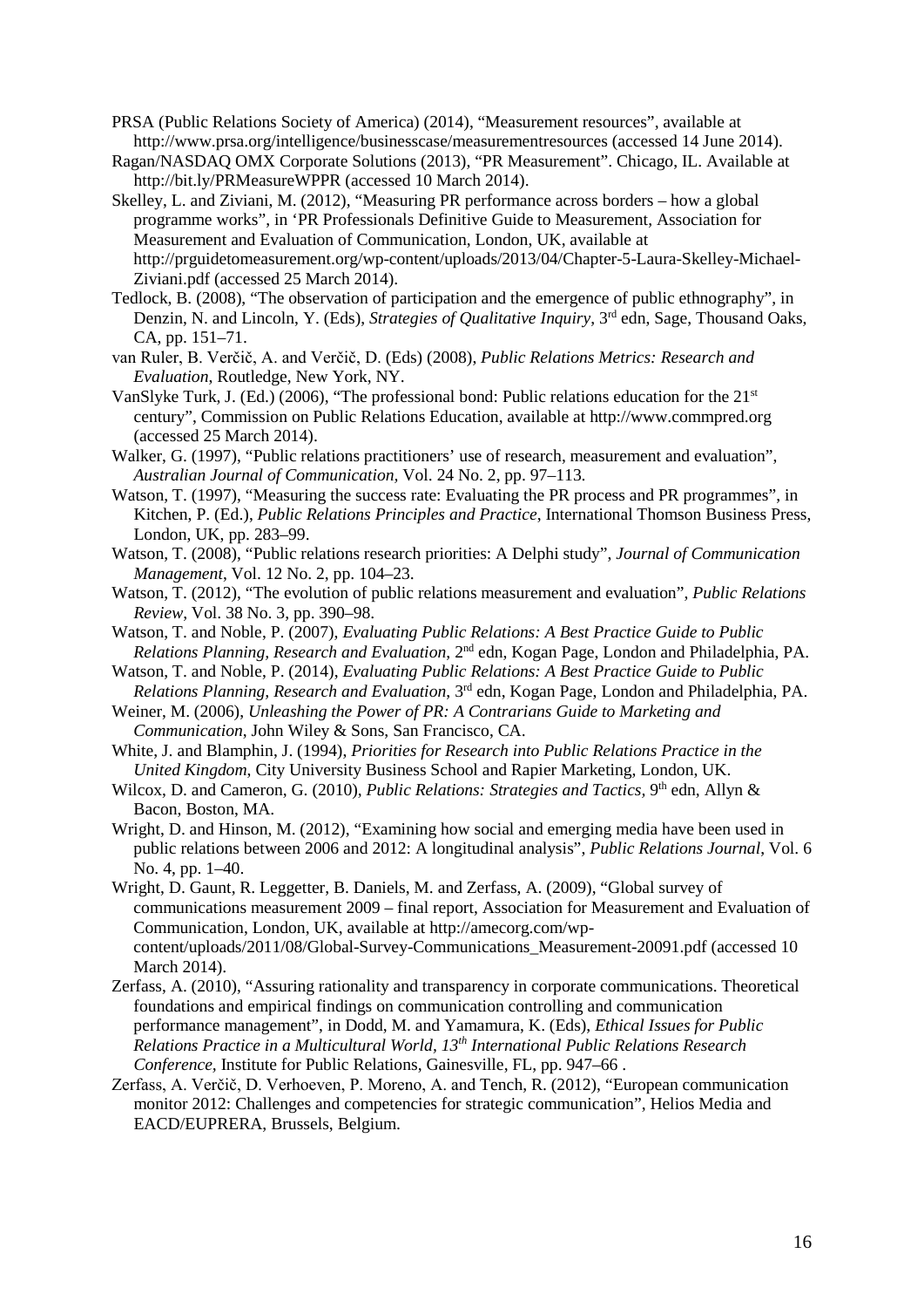PRSA (Public Relations Society of America) (2014), "Measurement resources", available at http://www.prsa.org/intelligence/businesscase/measurementresources (accessed 14 June 2014).

Ragan/NASDAQ OMX Corporate Solutions (2013), "PR Measurement". Chicago, IL. Available at http://bit.ly/PRMeasureWPPR (accessed 10 March 2014).

Skelley, L. and Ziviani, M. (2012), "Measuring PR performance across borders – how a global programme works", in 'PR Professionals Definitive Guide to Measurement, Association for Measurement and Evaluation of Communication, London, UK, available at http://prguidetomeasurement.org/wp-content/uploads/2013/04/Chapter-5-Laura-Skelley-Michael-Ziviani.pdf (accessed 25 March 2014).

Tedlock, B. (2008), "The observation of participation and the emergence of public ethnography", in Denzin, N. and Lincoln, Y. (Eds), *Strategies of Qualitative Inquiry*, 3rd edn, Sage, Thousand Oaks, CA, pp. 151–71.

van Ruler, B. Verčič, A. and Verčič, D. (Eds) (2008), *Public Relations Metrics: Research and Evaluation*, Routledge, New York, NY.

VanSlyke Turk, J. (Ed.) (2006), "The professional bond: Public relations education for the 21st century", Commission on Public Relations Education, available at http://www.commpred.org (accessed 25 March 2014).

Walker, G. (1997), "Public relations practitioners' use of research, measurement and evaluation", *Australian Journal of Communication,* Vol. 24 No. 2, pp. 97–113.

Watson, T. (1997), "Measuring the success rate: Evaluating the PR process and PR programmes", in Kitchen, P. (Ed.), *Public Relations Principles and Practice*, International Thomson Business Press, London, UK, pp. 283–99.

Watson, T. (2008), "Public relations research priorities: A Delphi study", *Journal of Communication Management*, Vol. 12 No. 2, pp. 104–23.

Watson, T. (2012), "The evolution of public relations measurement and evaluation", *Public Relations Review*, Vol. 38 No. 3, pp. 390–98.

Watson, T. and Noble, P. (2007), *Evaluating Public Relations: A Best Practice Guide to Public Relations Planning, Research and Evaluation*, 2nd edn, Kogan Page, London and Philadelphia, PA.

Watson, T. and Noble, P. (2014), *Evaluating Public Relations: A Best Practice Guide to Public Relations Planning, Research and Evaluation*, 3rd edn, Kogan Page, London and Philadelphia, PA.

Weiner, M. (2006), *Unleashing the Power of PR: A Contrarians Guide to Marketing and Communication*, John Wiley & Sons, San Francisco, CA.

White, J. and Blamphin, J. (1994), *Priorities for Research into Public Relations Practice in the United Kingdom*, City University Business School and Rapier Marketing, London, UK.

Wilcox, D. and Cameron, G. (2010), *Public Relations: Strategies and Tactics*, 9th edn, Allyn & Bacon, Boston, MA.

Wright, D. and Hinson, M. (2012), "Examining how social and emerging media have been used in public relations between 2006 and 2012: A longitudinal analysis", *Public Relations Journal*, Vol. 6 No. 4, pp. 1–40.

Wright, D. Gaunt, R. Leggetter, B. Daniels, M. and Zerfass, A. (2009), "Global survey of communications measurement 2009 – final report, Association for Measurement and Evaluation of Communication, London, UK, available at http://amecorg.com/wp-content/uploads/2011/08/Global-Survey-Communications_Measurement-20091.pdf (accessed 10 March 2014).

Zerfass, A. (2010), "Assuring rationality and transparency in corporate communications. Theoretical foundations and empirical findings on communication controlling and communication performance management", in Dodd, M. and Yamamura, K. (Eds), *Ethical Issues for Public Relations Practice in a Multicultural World, 13th International Public Relations Research Conference*, Institute for Public Relations, Gainesville, FL, pp. 947–66 .

Zerfass, A. Verčič, D. Verhoeven, P. Moreno, A. and Tench, R. (2012), "European communication monitor 2012: Challenges and competencies for strategic communication", Helios Media and EACD/EUPRERA, Brussels, Belgium.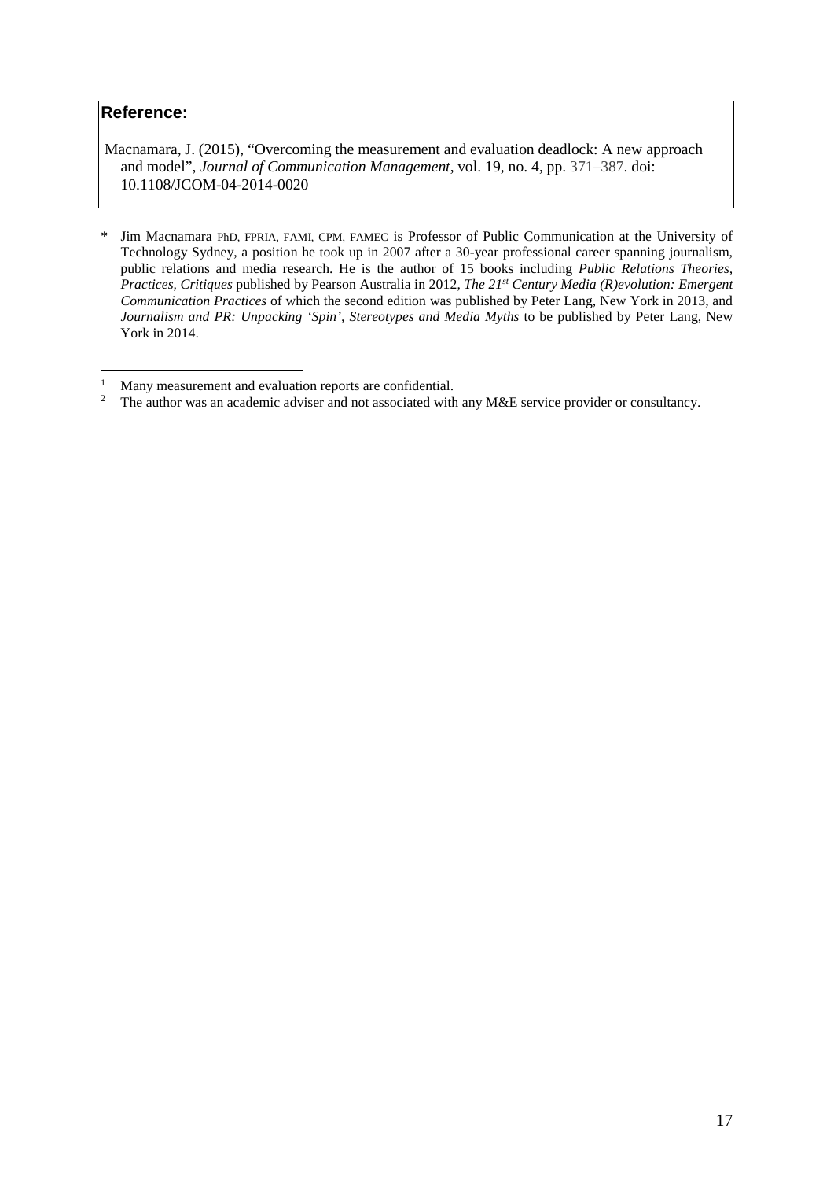**Reference:**

Macnamara, J. (2015), “Overcoming the measurement and evaluation deadlock: A new approach and model”, *Journal of Communication Management*, vol. 19, no. 4, pp. 371–387. doi: 10.1108/JCOM-04-2014-0020

\* Jim Macnamara PhD, FPRIA, FAMI, CPM, FAMEC is Professor of Public Communication at the University of Technology Sydney, a position he took up in 2007 after a 30-year professional career spanning journalism, public relations and media research. He is the author of 15 books including *Public Relations Theories, Practices, Critiques* published by Pearson Australia in 2012, *The 21st Century Media (R)evolution: Emergent Communication Practices* of which the second edition was published by Peter Lang, New York in 2013, and *Journalism and PR: Unpacking ‘Spin’, Stereotypes and Media Myths* to be published by Peter Lang, New York in 2014.

[1] Many measurement and evaluation reports are confidential.

[2] The author was an academic adviser and not associated with any M&E service provider or consultancy.